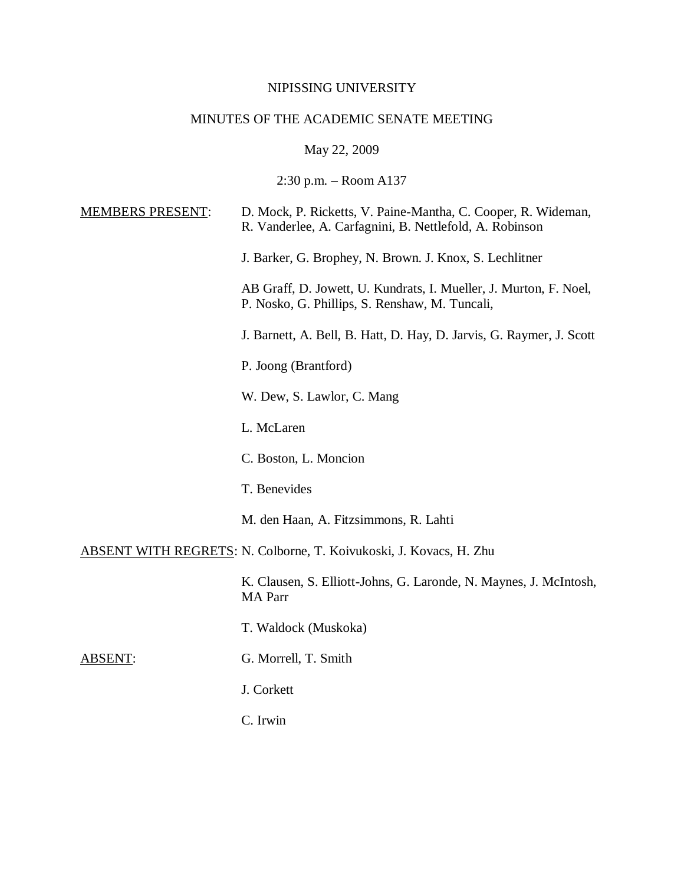NIPISSING UNIVERSITY

MINUTES OF THE ACADEMIC SENATE MEETING

May 22, 2009

2:30 p.m. – Room A137

MEMBERS PRESENT: D. Mock, P. Ricketts, V. Paine-Mantha, C. Cooper, R. Wideman, R. Vanderlee, A. Carfagnini, B. Nettlefold, A. Robinson

J. Barker, G. Brophey, N. Brown. J. Knox, S. Lechlitner

AB Graff, D. Jowett, U. Kundrats, I. Mueller, J. Murton, F. Noel, P. Nosko, G. Phillips, S. Renshaw, M. Tuncali,

J. Barnett, A. Bell, B. Hatt, D. Hay, D. Jarvis, G. Raymer, J. Scott

P. Joong (Brantford)

W. Dew, S. Lawlor, C. Mang

L. McLaren

C. Boston, L. Moncion

T. Benevides

M. den Haan, A. Fitzsimmons, R. Lahti

ABSENT WITH REGRETS: N. Colborne, T. Koivukoski, J. Kovacs, H. Zhu

K. Clausen, S. Elliott-Johns, G. Laronde, N. Maynes, J. McIntosh, MA Parr

T. Waldock (Muskoka)

ABSENT: G. Morrell, T. Smith

J. Corkett

C. Irwin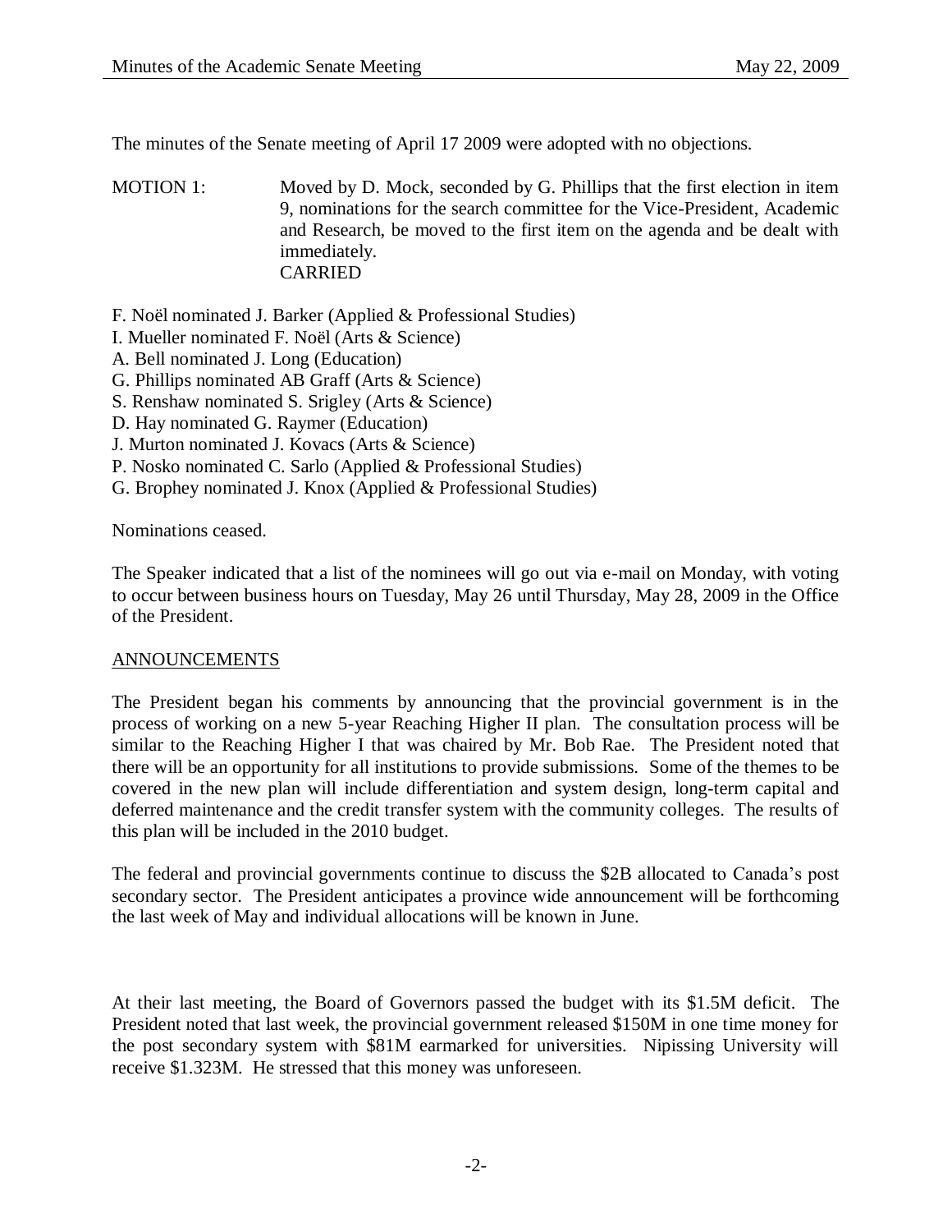The minutes of the Senate meeting of April 17 2009 were adopted with no objections.

MOTION 1: Moved by D. Mock, seconded by G. Phillips that the first election in item 9, nominations for the search committee for the Vice-President, Academic and Research, be moved to the first item on the agenda and be dealt with immediately.
CARRIED

F. Noël nominated J. Barker (Applied & Professional Studies)
I. Mueller nominated F. Noël (Arts & Science)
A. Bell nominated J. Long (Education)
G. Phillips nominated AB Graff (Arts & Science)
S. Renshaw nominated S. Srigley (Arts & Science)
D. Hay nominated G. Raymer (Education)
J. Murton nominated J. Kovacs (Arts & Science)
P. Nosko nominated C. Sarlo (Applied & Professional Studies)
G. Brophey nominated J. Knox (Applied & Professional Studies)

Nominations ceased.

The Speaker indicated that a list of the nominees will go out via e-mail on Monday, with voting to occur between business hours on Tuesday, May 26 until Thursday, May 28, 2009 in the Office of the President.

## ANNOUNCEMENTS

The President began his comments by announcing that the provincial government is in the process of working on a new 5-year Reaching Higher II plan. The consultation process will be similar to the Reaching Higher I that was chaired by Mr. Bob Rae. The President noted that there will be an opportunity for all institutions to provide submissions. Some of the themes to be covered in the new plan will include differentiation and system design, long-term capital and deferred maintenance and the credit transfer system with the community colleges. The results of this plan will be included in the 2010 budget.

The federal and provincial governments continue to discuss the $2B allocated to Canada's post secondary sector. The President anticipates a province wide announcement will be forthcoming the last week of May and individual allocations will be known in June.

At their last meeting, the Board of Governors passed the budget with its $1.5M deficit. The President noted that last week, the provincial government released $150M in one time money for the post secondary system with $81M earmarked for universities. Nipissing University will receive $1.323M. He stressed that this money was unforeseen.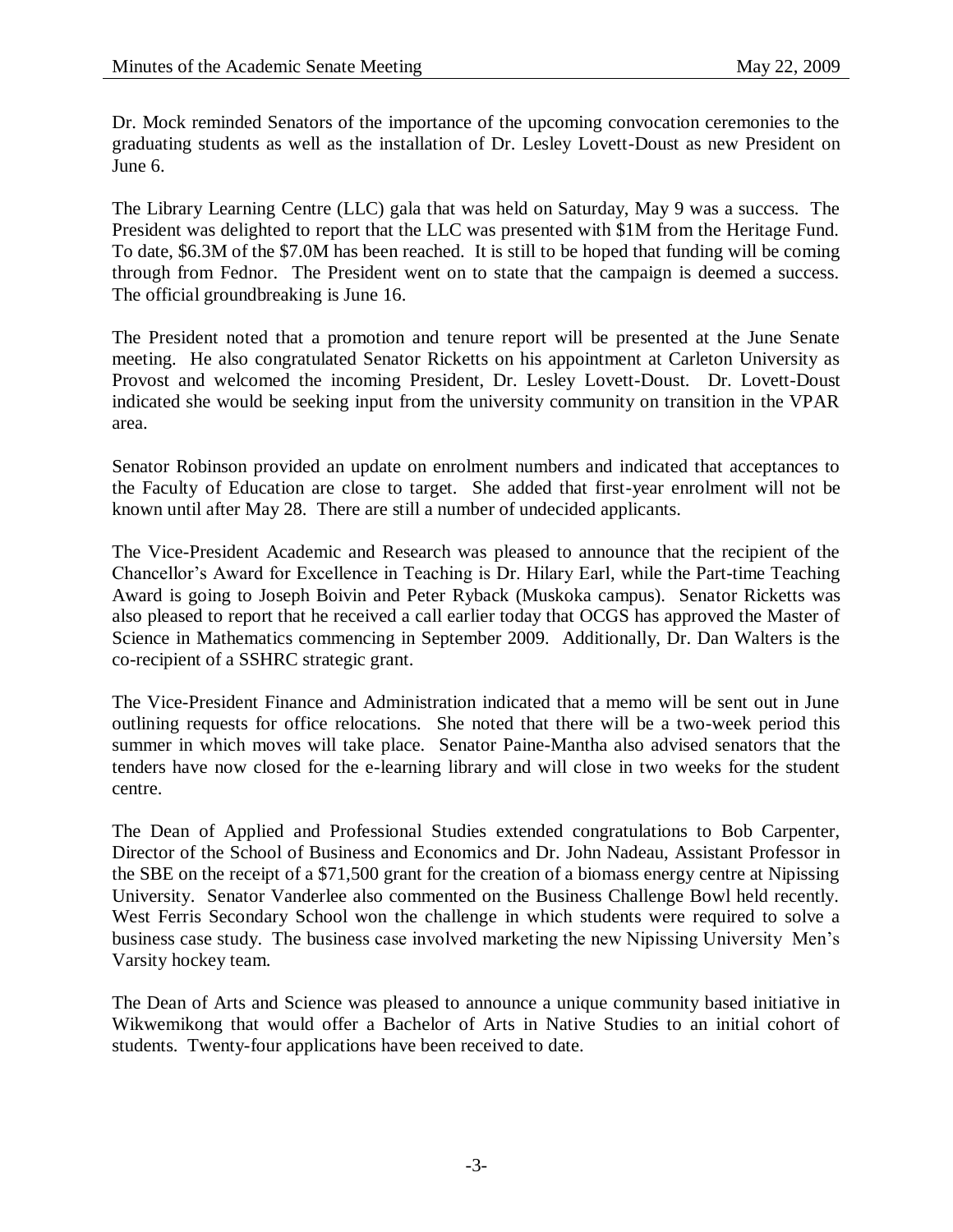Dr. Mock reminded Senators of the importance of the upcoming convocation ceremonies to the graduating students as well as the installation of Dr. Lesley Lovett-Doust as new President on June 6.

The Library Learning Centre (LLC) gala that was held on Saturday, May 9 was a success. The President was delighted to report that the LLC was presented with $1M from the Heritage Fund. To date, $6.3M of the $7.0M has been reached. It is still to be hoped that funding will be coming through from Fednor. The President went on to state that the campaign is deemed a success. The official groundbreaking is June 16.

The President noted that a promotion and tenure report will be presented at the June Senate meeting. He also congratulated Senator Ricketts on his appointment at Carleton University as Provost and welcomed the incoming President, Dr. Lesley Lovett-Doust. Dr. Lovett-Doust indicated she would be seeking input from the university community on transition in the VPAR area.

Senator Robinson provided an update on enrolment numbers and indicated that acceptances to the Faculty of Education are close to target. She added that first-year enrolment will not be known until after May 28. There are still a number of undecided applicants.

The Vice-President Academic and Research was pleased to announce that the recipient of the Chancellor's Award for Excellence in Teaching is Dr. Hilary Earl, while the Part-time Teaching Award is going to Joseph Boivin and Peter Ryback (Muskoka campus). Senator Ricketts was also pleased to report that he received a call earlier today that OCGS has approved the Master of Science in Mathematics commencing in September 2009. Additionally, Dr. Dan Walters is the co-recipient of a SSHRC strategic grant.

The Vice-President Finance and Administration indicated that a memo will be sent out in June outlining requests for office relocations. She noted that there will be a two-week period this summer in which moves will take place. Senator Paine-Mantha also advised senators that the tenders have now closed for the e-learning library and will close in two weeks for the student centre.

The Dean of Applied and Professional Studies extended congratulations to Bob Carpenter, Director of the School of Business and Economics and Dr. John Nadeau, Assistant Professor in the SBE on the receipt of a $71,500 grant for the creation of a biomass energy centre at Nipissing University. Senator Vanderlee also commented on the Business Challenge Bowl held recently. West Ferris Secondary School won the challenge in which students were required to solve a business case study. The business case involved marketing the new Nipissing University Men's Varsity hockey team.

The Dean of Arts and Science was pleased to announce a unique community based initiative in Wikwemikong that would offer a Bachelor of Arts in Native Studies to an initial cohort of students. Twenty-four applications have been received to date.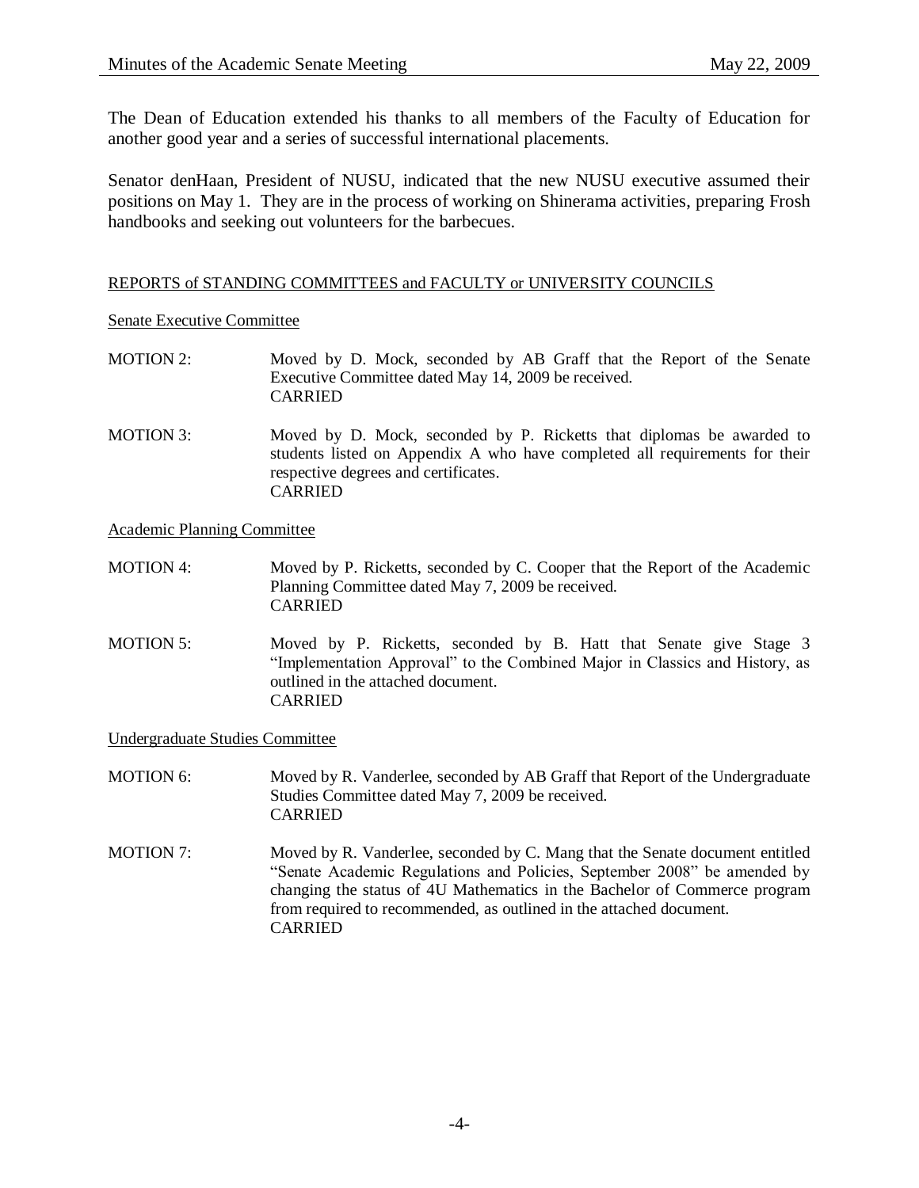The Dean of Education extended his thanks to all members of the Faculty of Education for another good year and a series of successful international placements.

Senator denHaan, President of NUSU, indicated that the new NUSU executive assumed their positions on May 1. They are in the process of working on Shinerama activities, preparing Frosh handbooks and seeking out volunteers for the barbecues.

## REPORTS of STANDING COMMITTEES and FACULTY or UNIVERSITY COUNCILS

### Senate Executive Committee

MOTION 2: Moved by D. Mock, seconded by AB Graff that the Report of the Senate Executive Committee dated May 14, 2009 be received.
CARRIED

MOTION 3: Moved by D. Mock, seconded by P. Ricketts that diplomas be awarded to students listed on Appendix A who have completed all requirements for their respective degrees and certificates.
CARRIED

### Academic Planning Committee

MOTION 4: Moved by P. Ricketts, seconded by C. Cooper that the Report of the Academic Planning Committee dated May 7, 2009 be received.
CARRIED

MOTION 5: Moved by P. Ricketts, seconded by B. Hatt that Senate give Stage 3 "Implementation Approval" to the Combined Major in Classics and History, as outlined in the attached document.
CARRIED

### Undergraduate Studies Committee

MOTION 6: Moved by R. Vanderlee, seconded by AB Graff that Report of the Undergraduate Studies Committee dated May 7, 2009 be received.
CARRIED

MOTION 7: Moved by R. Vanderlee, seconded by C. Mang that the Senate document entitled "Senate Academic Regulations and Policies, September 2008" be amended by changing the status of 4U Mathematics in the Bachelor of Commerce program from required to recommended, as outlined in the attached document.
CARRIED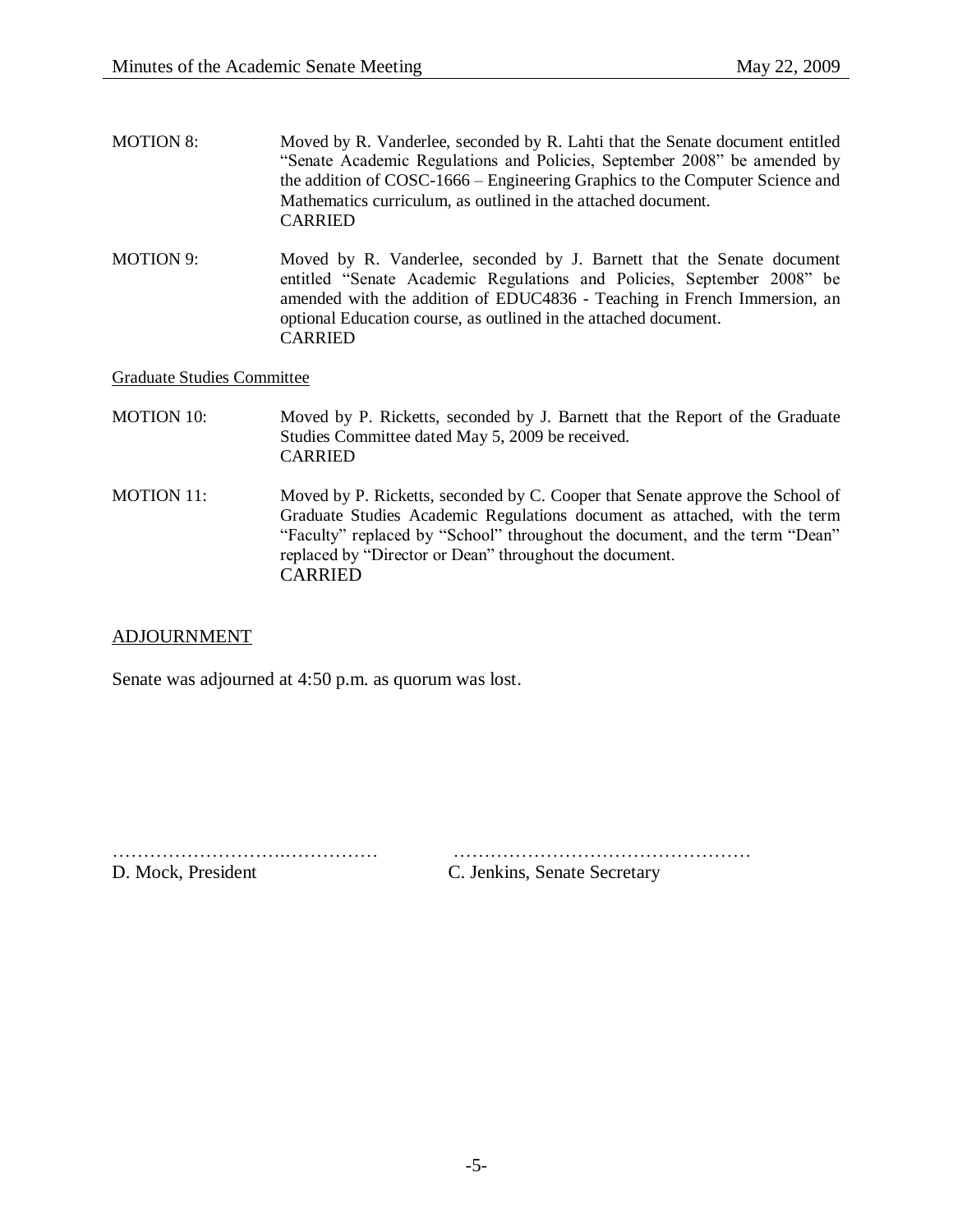MOTION 8: Moved by R. Vanderlee, seconded by R. Lahti that the Senate document entitled "Senate Academic Regulations and Policies, September 2008" be amended by the addition of COSC-1666 – Engineering Graphics to the Computer Science and Mathematics curriculum, as outlined in the attached document.
CARRIED

MOTION 9: Moved by R. Vanderlee, seconded by J. Barnett that the Senate document entitled "Senate Academic Regulations and Policies, September 2008" be amended with the addition of EDUC4836 - Teaching in French Immersion, an optional Education course, as outlined in the attached document.
CARRIED

Graduate Studies Committee

MOTION 10: Moved by P. Ricketts, seconded by J. Barnett that the Report of the Graduate Studies Committee dated May 5, 2009 be received.
CARRIED

MOTION 11: Moved by P. Ricketts, seconded by C. Cooper that Senate approve the School of Graduate Studies Academic Regulations document as attached, with the term "Faculty" replaced by "School" throughout the document, and the term "Dean" replaced by "Director or Dean" throughout the document.
CARRIED

## ADJOURNMENT

Senate was adjourned at 4:50 p.m. as quorum was lost.

……………………………………… ………………………………………………

D. Mock, President C. Jenkins, Senate Secretary